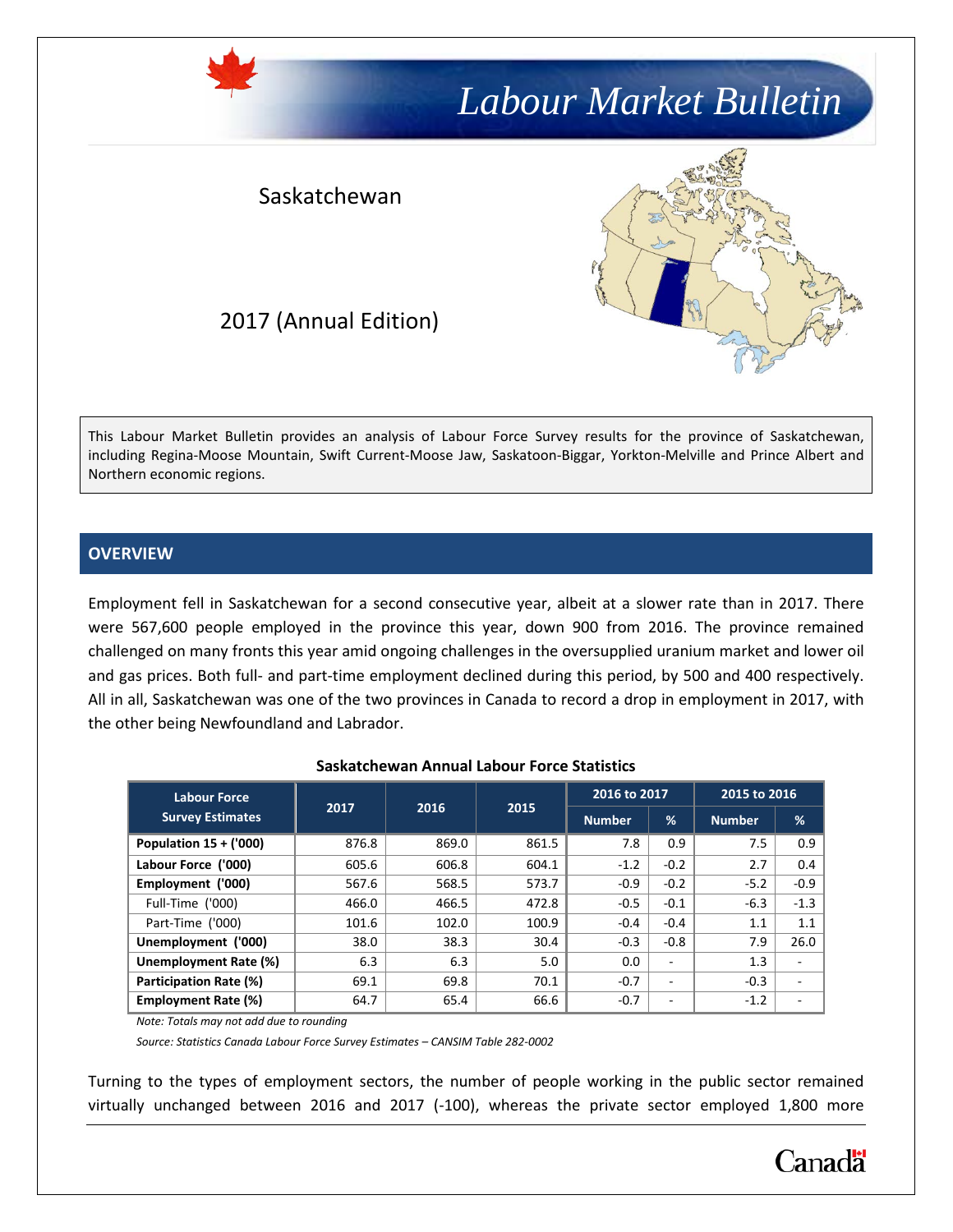# Labour Market Bulletin

Saskatchewan

2017 (Annual Edition)

This Labour Market Bulletin provides an analysis of Labour Force Survey results for the province of Saskatchewan, including Regina-Moose Mountain, Swift Current-Moose Jaw, Saskatoon-Biggar, Yorkton-Melville and Prince Albert and Northern economic regions.

## OVERVIEW

Employment fell in Saskatchewan for a second consecutive year, albeit at a slower rate than in 2017. There were 567,600 people employed in the province this year, down 900 from 2016. The province remained challenged on many fronts this year amid ongoing challenges in the oversupplied uranium market and lower oil and gas prices. Both full- and part-time employment declined during this period, by 500 and 400 respectively. All in all, Saskatchewan was one of the two provinces in Canada to record a drop in employment in 2017, with the other being Newfoundland and Labrador.

**Saskatchewan Annual Labour Force Statistics**

| Labour Force Survey Estimates | 2017 | 2016 | 2015 | 2016 to 2017 | | 2015 to 2016 | |
|---|---|---|---|---|---|---|---|
| | | | | Number | % | Number | % |
| **Population 15 + ('000)** | 876.8 | 869.0 | 861.5 | 7.8 | 0.9 | 7.5 | 0.9 |
| **Labour Force ('000)** | 605.6 | 606.8 | 604.1 | -1.2 | -0.2 | 2.7 | 0.4 |
| **Employment ('000)** | 567.6 | 568.5 | 573.7 | -0.9 | -0.2 | -5.2 | -0.9 |
| Full-Time ('000) | 466.0 | 466.5 | 472.8 | -0.5 | -0.1 | -6.3 | -1.3 |
| Part-Time ('000) | 101.6 | 102.0 | 100.9 | -0.4 | -0.4 | 1.1 | 1.1 |
| **Unemployment ('000)** | 38.0 | 38.3 | 30.4 | -0.3 | -0.8 | 7.9 | 26.0 |
| **Unemployment Rate (%)** | 6.3 | 6.3 | 5.0 | 0.0 | - | 1.3 | - |
| **Participation Rate (%)** | 69.1 | 69.8 | 70.1 | -0.7 | - | -0.3 | - |
| **Employment Rate (%)** | 64.7 | 65.4 | 66.6 | -0.7 | - | -1.2 | - |

*Note: Totals may not add due to rounding*

*Source: Statistics Canada Labour Force Survey Estimates – CANSIM Table 282-0002*

Turning to the types of employment sectors, the number of people working in the public sector remained virtually unchanged between 2016 and 2017 (-100), whereas the private sector employed 1,800 more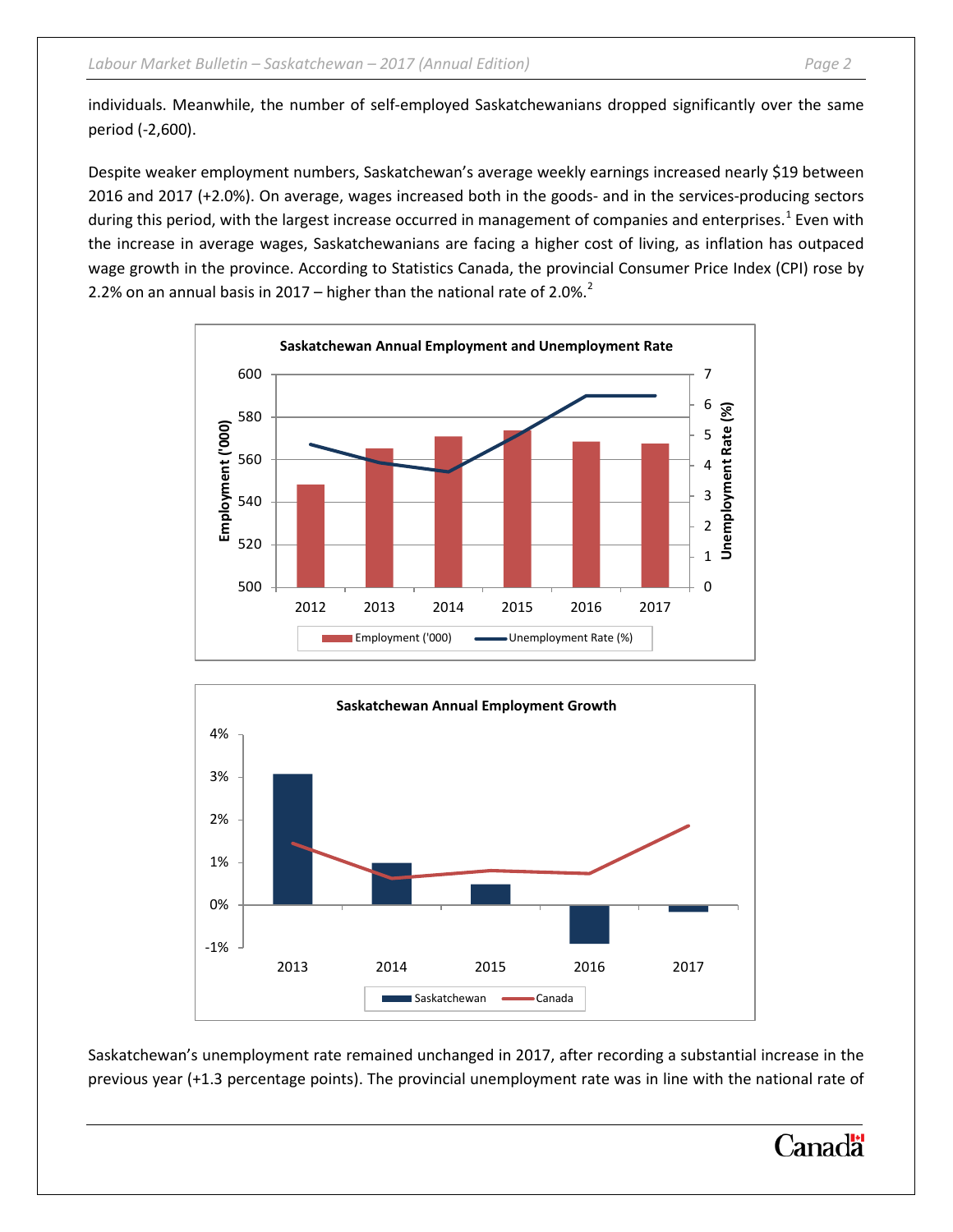individuals. Meanwhile, the number of self-employed Saskatchewanians dropped significantly over the same period (-2,600).

Despite weaker employment numbers, Saskatchewan's average weekly earnings increased nearly $19 between 2016 and 2017 (+2.0%). On average, wages increased both in the goods- and in the services-producing sectors during this period, with the largest increase occurred in management of companies and enterprises.[1] Even with the increase in average wages, Saskatchewanians are facing a higher cost of living, as inflation has outpaced wage growth in the province. According to Statistics Canada, the provincial Consumer Price Index (CPI) rose by 2.2% on an annual basis in 2017 – higher than the national rate of 2.0%.[2]

**Saskatchewan Annual Employment and Unemployment Rate**

**Saskatchewan Annual Employment Growth**

Saskatchewan's unemployment rate remained unchanged in 2017, after recording a substantial increase in the previous year (+1.3 percentage points). The provincial unemployment rate was in line with the national rate of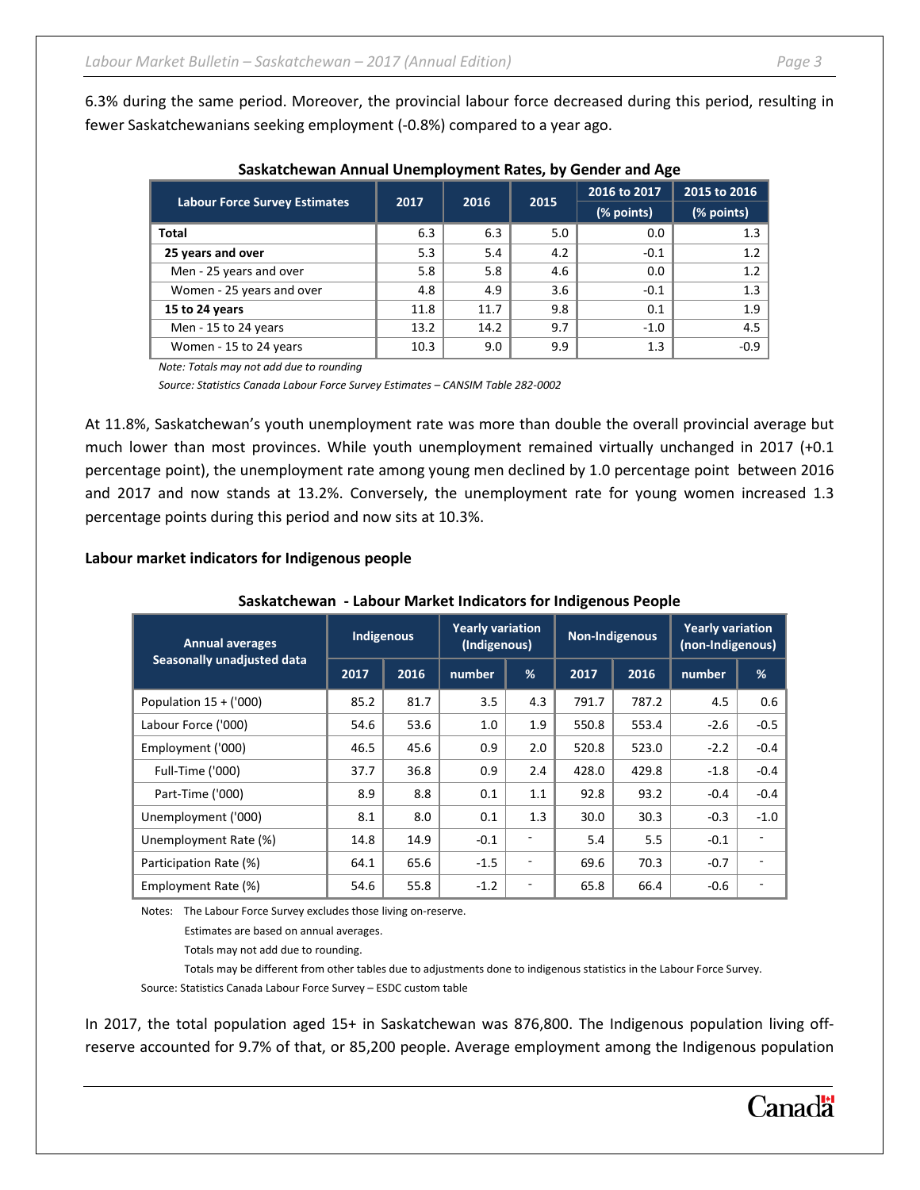6.3% during the same period. Moreover, the provincial labour force decreased during this period, resulting in fewer Saskatchewanians seeking employment (-0.8%) compared to a year ago.

**Saskatchewan Annual Unemployment Rates, by Gender and Age**

| Labour Force Survey Estimates | 2017 | 2016 | 2015 | 2016 to 2017 (% points) | 2015 to 2016 (% points) |
|---|---|---|---|---|---|
| **Total** | 6.3 | 6.3 | 5.0 | 0.0 | 1.3 |
| **25 years and over** | 5.3 | 5.4 | 4.2 | -0.1 | 1.2 |
| Men - 25 years and over | 5.8 | 5.8 | 4.6 | 0.0 | 1.2 |
| Women - 25 years and over | 4.8 | 4.9 | 3.6 | -0.1 | 1.3 |
| **15 to 24 years** | 11.8 | 11.7 | 9.8 | 0.1 | 1.9 |
| Men - 15 to 24 years | 13.2 | 14.2 | 9.7 | -1.0 | 4.5 |
| Women - 15 to 24 years | 10.3 | 9.0 | 9.9 | 1.3 | -0.9 |

*Note: Totals may not add due to rounding*

*Source: Statistics Canada Labour Force Survey Estimates – CANSIM Table 282-0002*

At 11.8%, Saskatchewan's youth unemployment rate was more than double the overall provincial average but much lower than most provinces. While youth unemployment remained virtually unchanged in 2017 (+0.1 percentage point), the unemployment rate among young men declined by 1.0 percentage point between 2016 and 2017 and now stands at 13.2%. Conversely, the unemployment rate for young women increased 1.3 percentage points during this period and now sits at 10.3%.

**Labour market indicators for Indigenous people**

**Saskatchewan - Labour Market Indicators for Indigenous People**

| Annual averages Seasonally unadjusted data | Indigenous | | Yearly variation (Indigenous) | | Non-Indigenous | | Yearly variation (non-Indigenous) | |
|---|---|---|---|---|---|---|---|---|
| | 2017 | 2016 | number | % | 2017 | 2016 | number | % |
| Population 15 + ('000) | 85.2 | 81.7 | 3.5 | 4.3 | 791.7 | 787.2 | 4.5 | 0.6 |
| Labour Force ('000) | 54.6 | 53.6 | 1.0 | 1.9 | 550.8 | 553.4 | -2.6 | -0.5 |
| Employment ('000) | 46.5 | 45.6 | 0.9 | 2.0 | 520.8 | 523.0 | -2.2 | -0.4 |
| Full-Time ('000) | 37.7 | 36.8 | 0.9 | 2.4 | 428.0 | 429.8 | -1.8 | -0.4 |
| Part-Time ('000) | 8.9 | 8.8 | 0.1 | 1.1 | 92.8 | 93.2 | -0.4 | -0.4 |
| Unemployment ('000) | 8.1 | 8.0 | 0.1 | 1.3 | 30.0 | 30.3 | -0.3 | -1.0 |
| Unemployment Rate (%) | 14.8 | 14.9 | -0.1 | - | 5.4 | 5.5 | -0.1 | - |
| Participation Rate (%) | 64.1 | 65.6 | -1.5 | - | 69.6 | 70.3 | -0.7 | - |
| Employment Rate (%) | 54.6 | 55.8 | -1.2 | - | 65.8 | 66.4 | -0.6 | - |

Notes: The Labour Force Survey excludes those living on-reserve.
Estimates are based on annual averages.
Totals may not add due to rounding.
Totals may be different from other tables due to adjustments done to indigenous statistics in the Labour Force Survey.

Source: Statistics Canada Labour Force Survey – ESDC custom table

In 2017, the total population aged 15+ in Saskatchewan was 876,800. The Indigenous population living off-reserve accounted for 9.7% of that, or 85,200 people. Average employment among the Indigenous population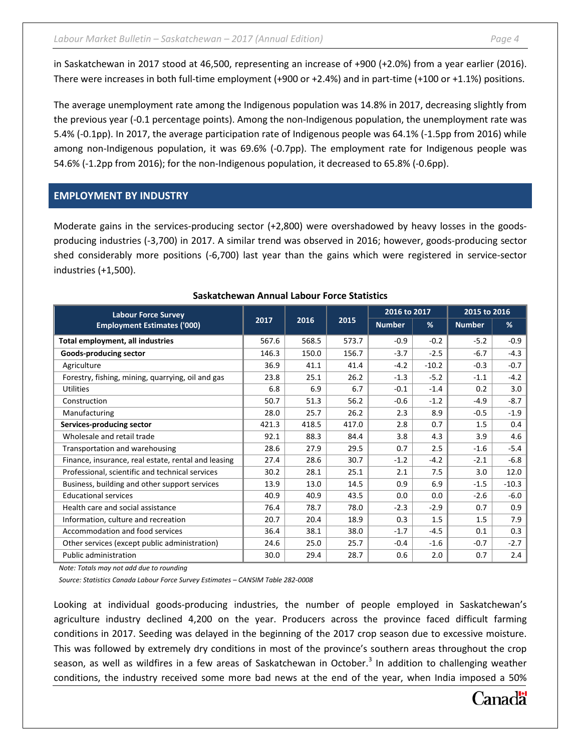in Saskatchewan in 2017 stood at 46,500, representing an increase of +900 (+2.0%) from a year earlier (2016). There were increases in both full-time employment (+900 or +2.4%) and in part-time (+100 or +1.1%) positions.

The average unemployment rate among the Indigenous population was 14.8% in 2017, decreasing slightly from the previous year (-0.1 percentage points). Among the non-Indigenous population, the unemployment rate was 5.4% (-0.1pp). In 2017, the average participation rate of Indigenous people was 64.1% (-1.5pp from 2016) while among non-Indigenous population, it was 69.6% (-0.7pp). The employment rate for Indigenous people was 54.6% (-1.2pp from 2016); for the non-Indigenous population, it decreased to 65.8% (-0.6pp).

## EMPLOYMENT BY INDUSTRY

Moderate gains in the services-producing sector (+2,800) were overshadowed by heavy losses in the goods-producing industries (-3,700) in 2017. A similar trend was observed in 2016; however, goods-producing sector shed considerably more positions (-6,700) last year than the gains which were registered in service-sector industries (+1,500).

**Saskatchewan Annual Labour Force Statistics**

| Labour Force Survey Employment Estimates ('000) | 2017 | 2016 | 2015 | 2016 to 2017 | | 2015 to 2016 | |
|---|---|---|---|---|---|---|---|
| | | | | Number | % | Number | % |
| **Total employment, all industries** | 567.6 | 568.5 | 573.7 | -0.9 | -0.2 | -5.2 | -0.9 |
| **Goods-producing sector** | 146.3 | 150.0 | 156.7 | -3.7 | -2.5 | -6.7 | -4.3 |
| Agriculture | 36.9 | 41.1 | 41.4 | -4.2 | -10.2 | -0.3 | -0.7 |
| Forestry, fishing, mining, quarrying, oil and gas | 23.8 | 25.1 | 26.2 | -1.3 | -5.2 | -1.1 | -4.2 |
| Utilities | 6.8 | 6.9 | 6.7 | -0.1 | -1.4 | 0.2 | 3.0 |
| Construction | 50.7 | 51.3 | 56.2 | -0.6 | -1.2 | -4.9 | -8.7 |
| Manufacturing | 28.0 | 25.7 | 26.2 | 2.3 | 8.9 | -0.5 | -1.9 |
| **Services-producing sector** | 421.3 | 418.5 | 417.0 | 2.8 | 0.7 | 1.5 | 0.4 |
| Wholesale and retail trade | 92.1 | 88.3 | 84.4 | 3.8 | 4.3 | 3.9 | 4.6 |
| Transportation and warehousing | 28.6 | 27.9 | 29.5 | 0.7 | 2.5 | -1.6 | -5.4 |
| Finance, insurance, real estate, rental and leasing | 27.4 | 28.6 | 30.7 | -1.2 | -4.2 | -2.1 | -6.8 |
| Professional, scientific and technical services | 30.2 | 28.1 | 25.1 | 2.1 | 7.5 | 3.0 | 12.0 |
| Business, building and other support services | 13.9 | 13.0 | 14.5 | 0.9 | 6.9 | -1.5 | -10.3 |
| Educational services | 40.9 | 40.9 | 43.5 | 0.0 | 0.0 | -2.6 | -6.0 |
| Health care and social assistance | 76.4 | 78.7 | 78.0 | -2.3 | -2.9 | 0.7 | 0.9 |
| Information, culture and recreation | 20.7 | 20.4 | 18.9 | 0.3 | 1.5 | 1.5 | 7.9 |
| Accommodation and food services | 36.4 | 38.1 | 38.0 | -1.7 | -4.5 | 0.1 | 0.3 |
| Other services (except public administration) | 24.6 | 25.0 | 25.7 | -0.4 | -1.6 | -0.7 | -2.7 |
| Public administration | 30.0 | 29.4 | 28.7 | 0.6 | 2.0 | 0.7 | 2.4 |

*Note: Totals may not add due to rounding*

*Source: Statistics Canada Labour Force Survey Estimates – CANSIM Table 282-0008*

Looking at individual goods-producing industries, the number of people employed in Saskatchewan's agriculture industry declined 4,200 on the year. Producers across the province faced difficult farming conditions in 2017. Seeding was delayed in the beginning of the 2017 crop season due to excessive moisture. This was followed by extremely dry conditions in most of the province's southern areas throughout the crop season, as well as wildfires in a few areas of Saskatchewan in October.[3] In addition to challenging weather conditions, the industry received some more bad news at the end of the year, when India imposed a 50%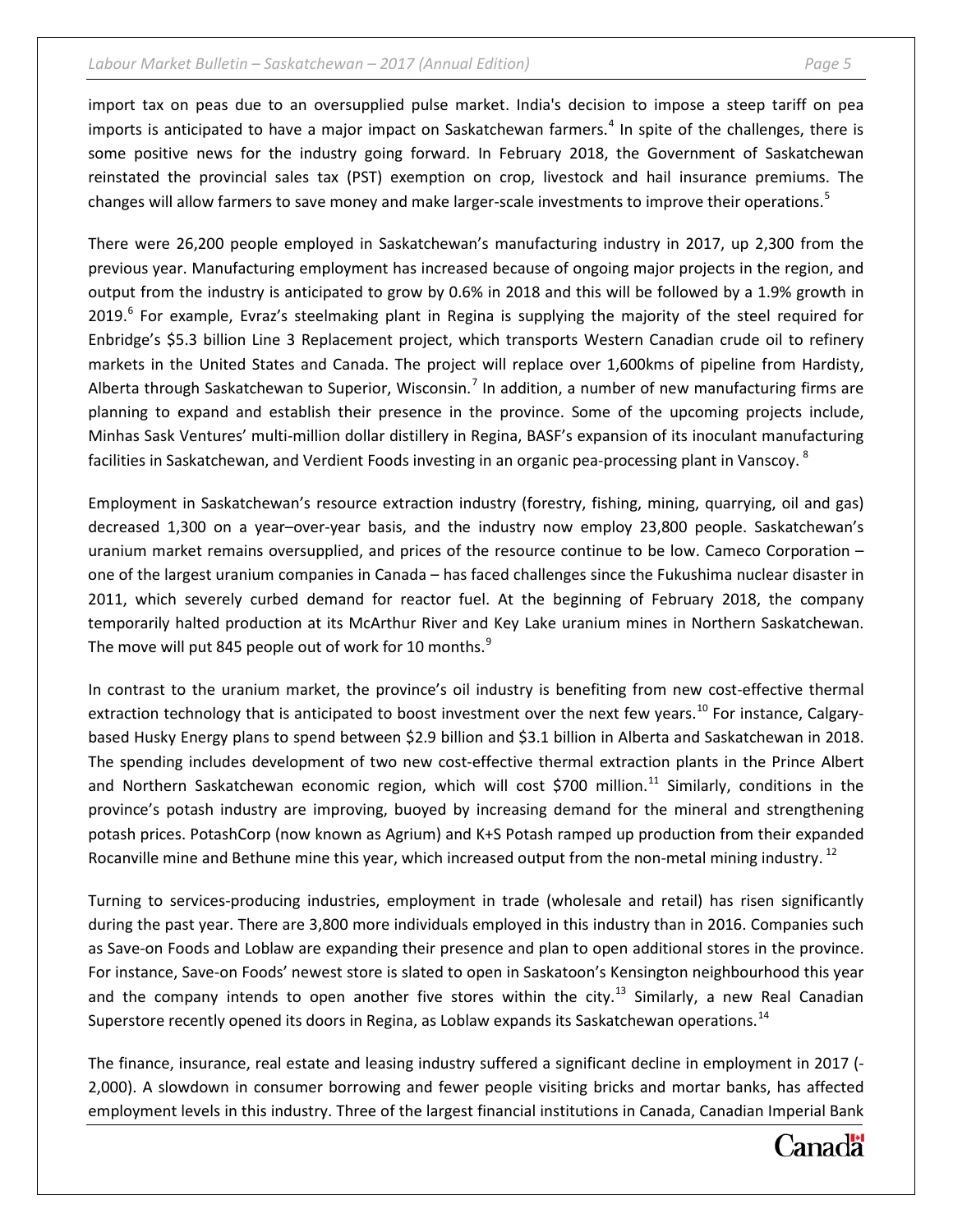import tax on peas due to an oversupplied pulse market. India's decision to impose a steep tariff on pea imports is anticipated to have a major impact on Saskatchewan farmers.[4] In spite of the challenges, there is some positive news for the industry going forward. In February 2018, the Government of Saskatchewan reinstated the provincial sales tax (PST) exemption on crop, livestock and hail insurance premiums. The changes will allow farmers to save money and make larger-scale investments to improve their operations.[5]

There were 26,200 people employed in Saskatchewan's manufacturing industry in 2017, up 2,300 from the previous year. Manufacturing employment has increased because of ongoing major projects in the region, and output from the industry is anticipated to grow by 0.6% in 2018 and this will be followed by a 1.9% growth in 2019.[6] For example, Evraz's steelmaking plant in Regina is supplying the majority of the steel required for Enbridge's $5.3 billion Line 3 Replacement project, which transports Western Canadian crude oil to refinery markets in the United States and Canada. The project will replace over 1,600kms of pipeline from Hardisty, Alberta through Saskatchewan to Superior, Wisconsin.[7] In addition, a number of new manufacturing firms are planning to expand and establish their presence in the province. Some of the upcoming projects include, Minhas Sask Ventures' multi-million dollar distillery in Regina, BASF's expansion of its inoculant manufacturing facilities in Saskatchewan, and Verdient Foods investing in an organic pea-processing plant in Vanscoy. [8]

Employment in Saskatchewan's resource extraction industry (forestry, fishing, mining, quarrying, oil and gas) decreased 1,300 on a year–over-year basis, and the industry now employ 23,800 people. Saskatchewan's uranium market remains oversupplied, and prices of the resource continue to be low. Cameco Corporation – one of the largest uranium companies in Canada – has faced challenges since the Fukushima nuclear disaster in 2011, which severely curbed demand for reactor fuel. At the beginning of February 2018, the company temporarily halted production at its McArthur River and Key Lake uranium mines in Northern Saskatchewan. The move will put 845 people out of work for 10 months.[9]

In contrast to the uranium market, the province's oil industry is benefiting from new cost-effective thermal extraction technology that is anticipated to boost investment over the next few years.[10] For instance, Calgary-based Husky Energy plans to spend between $2.9 billion and $3.1 billion in Alberta and Saskatchewan in 2018. The spending includes development of two new cost-effective thermal extraction plants in the Prince Albert and Northern Saskatchewan economic region, which will cost $700 million.[11] Similarly, conditions in the province's potash industry are improving, buoyed by increasing demand for the mineral and strengthening potash prices. PotashCorp (now known as Agrium) and K+S Potash ramped up production from their expanded Rocanville mine and Bethune mine this year, which increased output from the non-metal mining industry. [12]

Turning to services-producing industries, employment in trade (wholesale and retail) has risen significantly during the past year. There are 3,800 more individuals employed in this industry than in 2016. Companies such as Save-on Foods and Loblaw are expanding their presence and plan to open additional stores in the province. For instance, Save-on Foods' newest store is slated to open in Saskatoon's Kensington neighbourhood this year and the company intends to open another five stores within the city.[13] Similarly, a new Real Canadian Superstore recently opened its doors in Regina, as Loblaw expands its Saskatchewan operations.[14]

The finance, insurance, real estate and leasing industry suffered a significant decline in employment in 2017 (-2,000). A slowdown in consumer borrowing and fewer people visiting bricks and mortar banks, has affected employment levels in this industry. Three of the largest financial institutions in Canada, Canadian Imperial Bank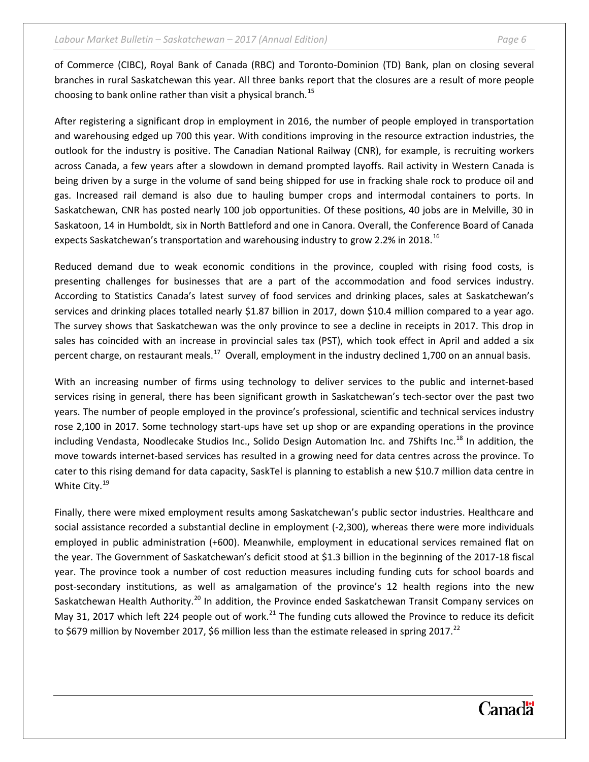of Commerce (CIBC), Royal Bank of Canada (RBC) and Toronto-Dominion (TD) Bank, plan on closing several branches in rural Saskatchewan this year. All three banks report that the closures are a result of more people choosing to bank online rather than visit a physical branch.[15]

After registering a significant drop in employment in 2016, the number of people employed in transportation and warehousing edged up 700 this year. With conditions improving in the resource extraction industries, the outlook for the industry is positive. The Canadian National Railway (CNR), for example, is recruiting workers across Canada, a few years after a slowdown in demand prompted layoffs. Rail activity in Western Canada is being driven by a surge in the volume of sand being shipped for use in fracking shale rock to produce oil and gas. Increased rail demand is also due to hauling bumper crops and intermodal containers to ports. In Saskatchewan, CNR has posted nearly 100 job opportunities. Of these positions, 40 jobs are in Melville, 30 in Saskatoon, 14 in Humboldt, six in North Battleford and one in Canora. Overall, the Conference Board of Canada expects Saskatchewan's transportation and warehousing industry to grow 2.2% in 2018.[16]

Reduced demand due to weak economic conditions in the province, coupled with rising food costs, is presenting challenges for businesses that are a part of the accommodation and food services industry. According to Statistics Canada's latest survey of food services and drinking places, sales at Saskatchewan's services and drinking places totalled nearly $1.87 billion in 2017, down $10.4 million compared to a year ago. The survey shows that Saskatchewan was the only province to see a decline in receipts in 2017. This drop in sales has coincided with an increase in provincial sales tax (PST), which took effect in April and added a six percent charge, on restaurant meals.[17] Overall, employment in the industry declined 1,700 on an annual basis.

With an increasing number of firms using technology to deliver services to the public and internet-based services rising in general, there has been significant growth in Saskatchewan's tech-sector over the past two years. The number of people employed in the province's professional, scientific and technical services industry rose 2,100 in 2017. Some technology start-ups have set up shop or are expanding operations in the province including Vendasta, Noodlecake Studios Inc., Solido Design Automation Inc. and 7Shifts Inc.[18] In addition, the move towards internet-based services has resulted in a growing need for data centres across the province. To cater to this rising demand for data capacity, SaskTel is planning to establish a new $10.7 million data centre in White City.[19]

Finally, there were mixed employment results among Saskatchewan's public sector industries. Healthcare and social assistance recorded a substantial decline in employment (-2,300), whereas there were more individuals employed in public administration (+600). Meanwhile, employment in educational services remained flat on the year. The Government of Saskatchewan's deficit stood at $1.3 billion in the beginning of the 2017-18 fiscal year. The province took a number of cost reduction measures including funding cuts for school boards and post-secondary institutions, as well as amalgamation of the province's 12 health regions into the new Saskatchewan Health Authority.[20] In addition, the Province ended Saskatchewan Transit Company services on May 31, 2017 which left 224 people out of work.[21] The funding cuts allowed the Province to reduce its deficit to $679 million by November 2017, $6 million less than the estimate released in spring 2017.[22]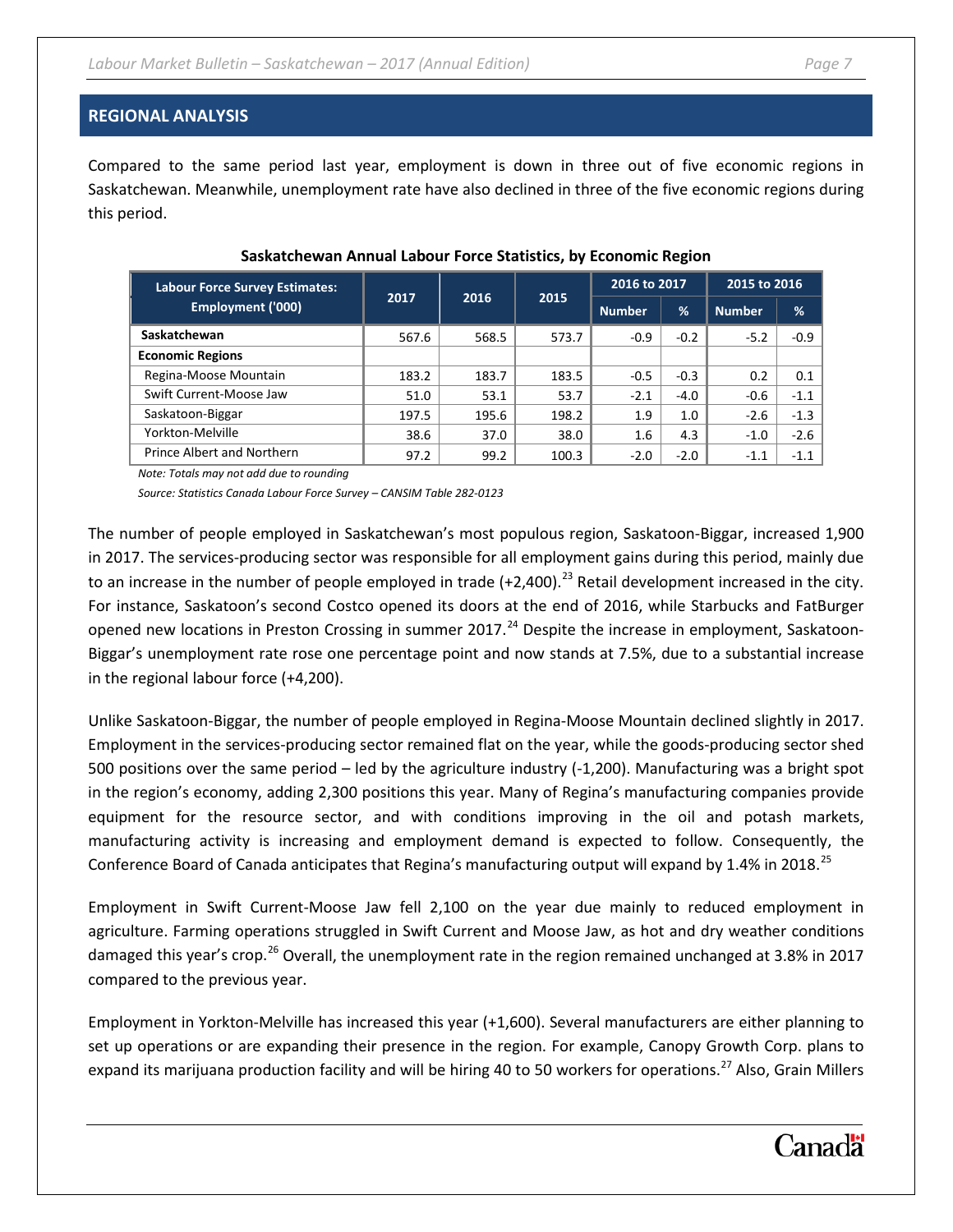## REGIONAL ANALYSIS

Compared to the same period last year, employment is down in three out of five economic regions in Saskatchewan. Meanwhile, unemployment rate have also declined in three of the five economic regions during this period.

**Saskatchewan Annual Labour Force Statistics, by Economic Region**

| Labour Force Survey Estimates: Employment ('000) | 2017 | 2016 | 2015 | 2016 to 2017 | | 2015 to 2016 | |
|---|---|---|---|---|---|---|---|
| | | | | Number | % | Number | % |
| **Saskatchewan** | 567.6 | 568.5 | 573.7 | -0.9 | -0.2 | -5.2 | -0.9 |
| **Economic Regions** | | | | | | | |
| Regina-Moose Mountain | 183.2 | 183.7 | 183.5 | -0.5 | -0.3 | 0.2 | 0.1 |
| Swift Current-Moose Jaw | 51.0 | 53.1 | 53.7 | -2.1 | -4.0 | -0.6 | -1.1 |
| Saskatoon-Biggar | 197.5 | 195.6 | 198.2 | 1.9 | 1.0 | -2.6 | -1.3 |
| Yorkton-Melville | 38.6 | 37.0 | 38.0 | 1.6 | 4.3 | -1.0 | -2.6 |
| Prince Albert and Northern | 97.2 | 99.2 | 100.3 | -2.0 | -2.0 | -1.1 | -1.1 |

*Note: Totals may not add due to rounding*

*Source: Statistics Canada Labour Force Survey – CANSIM Table 282-0123*

The number of people employed in Saskatchewan's most populous region, Saskatoon-Biggar, increased 1,900 in 2017. The services-producing sector was responsible for all employment gains during this period, mainly due to an increase in the number of people employed in trade (+2,400).[23] Retail development increased in the city. For instance, Saskatoon's second Costco opened its doors at the end of 2016, while Starbucks and FatBurger opened new locations in Preston Crossing in summer 2017.[24] Despite the increase in employment, Saskatoon-Biggar's unemployment rate rose one percentage point and now stands at 7.5%, due to a substantial increase in the regional labour force (+4,200).

Unlike Saskatoon-Biggar, the number of people employed in Regina-Moose Mountain declined slightly in 2017. Employment in the services-producing sector remained flat on the year, while the goods-producing sector shed 500 positions over the same period – led by the agriculture industry (-1,200). Manufacturing was a bright spot in the region's economy, adding 2,300 positions this year. Many of Regina's manufacturing companies provide equipment for the resource sector, and with conditions improving in the oil and potash markets, manufacturing activity is increasing and employment demand is expected to follow. Consequently, the Conference Board of Canada anticipates that Regina's manufacturing output will expand by 1.4% in 2018.[25]

Employment in Swift Current-Moose Jaw fell 2,100 on the year due mainly to reduced employment in agriculture. Farming operations struggled in Swift Current and Moose Jaw, as hot and dry weather conditions damaged this year's crop.[26] Overall, the unemployment rate in the region remained unchanged at 3.8% in 2017 compared to the previous year.

Employment in Yorkton-Melville has increased this year (+1,600). Several manufacturers are either planning to set up operations or are expanding their presence in the region. For example, Canopy Growth Corp. plans to expand its marijuana production facility and will be hiring 40 to 50 workers for operations.[27] Also, Grain Millers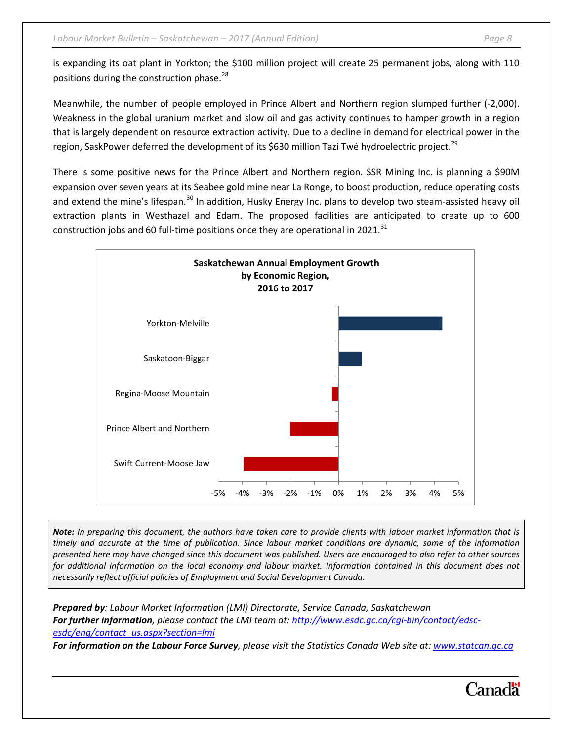is expanding its oat plant in Yorkton; the $100 million project will create 25 permanent jobs, along with 110 positions during the construction phase.[28]

Meanwhile, the number of people employed in Prince Albert and Northern region slumped further (-2,000). Weakness in the global uranium market and slow oil and gas activity continues to hamper growth in a region that is largely dependent on resource extraction activity. Due to a decline in demand for electrical power in the region, SaskPower deferred the development of its $630 million Tazi Twé hydroelectric project.[29]

There is some positive news for the Prince Albert and Northern region. SSR Mining Inc. is planning a $90M expansion over seven years at its Seabee gold mine near La Ronge, to boost production, reduce operating costs and extend the mine's lifespan.[30] In addition, Husky Energy Inc. plans to develop two steam-assisted heavy oil extraction plants in Westhazel and Edam. The proposed facilities are anticipated to create up to 600 construction jobs and 60 full-time positions once they are operational in 2021.[31]

**Saskatchewan Annual Employment Growth by Economic Region, 2016 to 2017**

| Economic Region | Employment Growth (approx.) |
|---|---|
| Yorkton-Melville | ~4.3% |
| Saskatoon-Biggar | ~1.0% |
| Regina-Moose Mountain | ~-0.3% |
| Prince Albert and Northern | ~-2.0% |
| Swift Current-Moose Jaw | ~-3.9% |

***Note:*** *In preparing this document, the authors have taken care to provide clients with labour market information that is timely and accurate at the time of publication. Since labour market conditions are dynamic, some of the information presented here may have changed since this document was published. Users are encouraged to also refer to other sources for additional information on the local economy and labour market. Information contained in this document does not necessarily reflect official policies of Employment and Social Development Canada.*

***Prepared by****: Labour Market Information (LMI) Directorate, Service Canada, Saskatchewan*
***For further information****, please contact the LMI team at: [http://www.esdc.gc.ca/cgi-bin/contact/edsc-esdc/eng/contact_us.aspx?section=lmi](http://www.esdc.gc.ca/cgi-bin/contact/edsc-esdc/eng/contact_us.aspx?section=lmi)*
***For information on the Labour Force Survey****, please visit the Statistics Canada Web site at: [www.statcan.gc.ca](http://www.statcan.gc.ca)*

Canada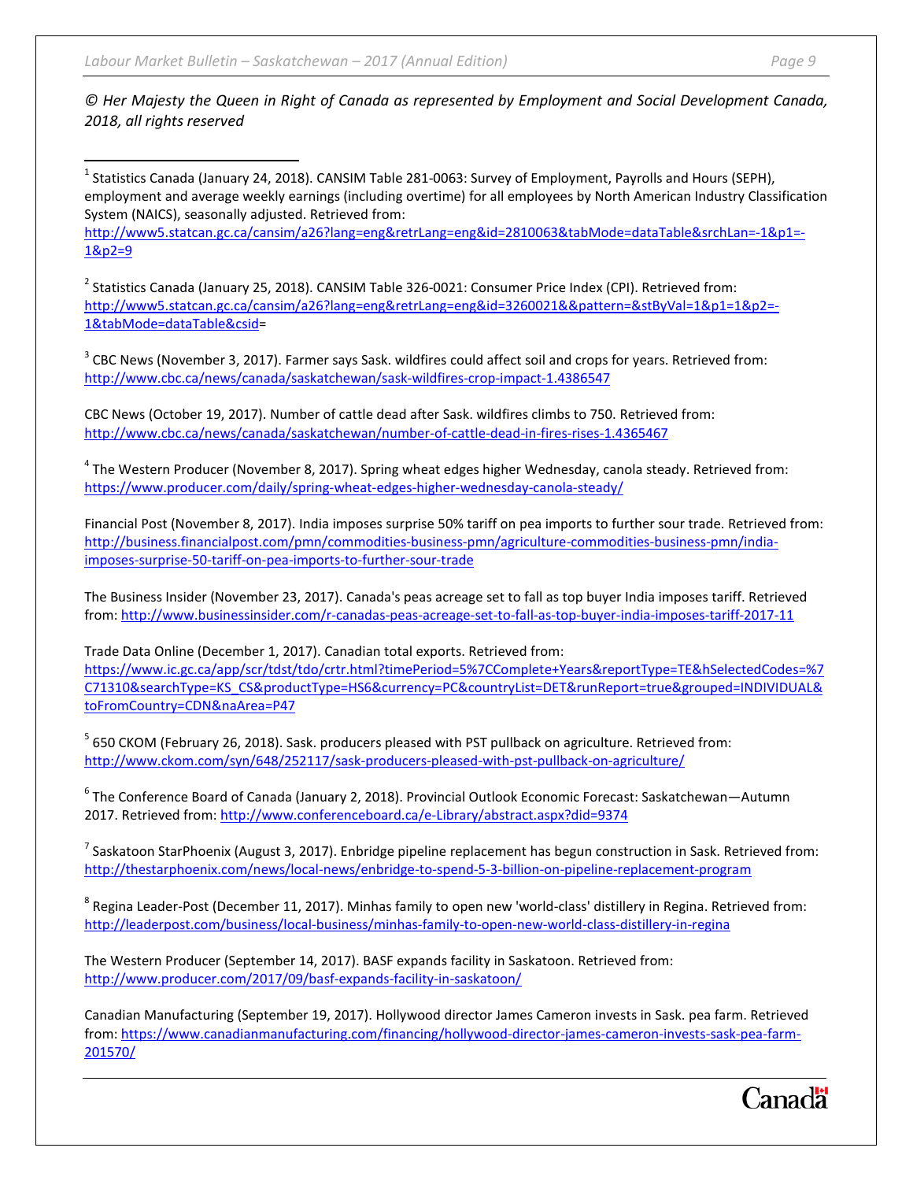*© Her Majesty the Queen in Right of Canada as represented by Employment and Social Development Canada, 2018, all rights reserved*

---

[1] Statistics Canada (January 24, 2018). CANSIM Table 281-0063: Survey of Employment, Payrolls and Hours (SEPH), employment and average weekly earnings (including overtime) for all employees by North American Industry Classification System (NAICS), seasonally adjusted. Retrieved from: http://www5.statcan.gc.ca/cansim/a26?lang=eng&retrLang=eng&id=2810063&tabMode=dataTable&srchLan=-1&p1=-1&p2=9

[2] Statistics Canada (January 25, 2018). CANSIM Table 326-0021: Consumer Price Index (CPI). Retrieved from: http://www5.statcan.gc.ca/cansim/a26?lang=eng&retrLang=eng&id=3260021&&pattern=&stByVal=1&p1=1&p2=-1&tabMode=dataTable&csid=

[3] CBC News (November 3, 2017). Farmer says Sask. wildfires could affect soil and crops for years. Retrieved from: http://www.cbc.ca/news/canada/saskatchewan/sask-wildfires-crop-impact-1.4386547

CBC News (October 19, 2017). Number of cattle dead after Sask. wildfires climbs to 750. Retrieved from: http://www.cbc.ca/news/canada/saskatchewan/number-of-cattle-dead-in-fires-rises-1.4365467

[4] The Western Producer (November 8, 2017). Spring wheat edges higher Wednesday, canola steady. Retrieved from: https://www.producer.com/daily/spring-wheat-edges-higher-wednesday-canola-steady/

Financial Post (November 8, 2017). India imposes surprise 50% tariff on pea imports to further sour trade. Retrieved from: http://business.financialpost.com/pmn/commodities-business-pmn/agriculture-commodities-business-pmn/india-imposes-surprise-50-tariff-on-pea-imports-to-further-sour-trade

The Business Insider (November 23, 2017). Canada's peas acreage set to fall as top buyer India imposes tariff. Retrieved from: http://www.businessinsider.com/r-canadas-peas-acreage-set-to-fall-as-top-buyer-india-imposes-tariff-2017-11

Trade Data Online (December 1, 2017). Canadian total exports. Retrieved from: https://www.ic.gc.ca/app/scr/tdst/tdo/crtr.html?timePeriod=5%7CComplete+Years&reportType=TE&hSelectedCodes=%7C71310&searchType=KS_CS&productType=HS6&currency=PC&countryList=DET&runReport=true&grouped=INDIVIDUAL&toFromCountry=CDN&naArea=P47

[5] 650 CKOM (February 26, 2018). Sask. producers pleased with PST pullback on agriculture. Retrieved from: http://www.ckom.com/syn/648/252117/sask-producers-pleased-with-pst-pullback-on-agriculture/

[6] The Conference Board of Canada (January 2, 2018). Provincial Outlook Economic Forecast: Saskatchewan—Autumn 2017. Retrieved from: http://www.conferenceboard.ca/e-Library/abstract.aspx?did=9374

[7] Saskatoon StarPhoenix (August 3, 2017). Enbridge pipeline replacement has begun construction in Sask. Retrieved from: http://thestarphoenix.com/news/local-news/enbridge-to-spend-5-3-billion-on-pipeline-replacement-program

[8] Regina Leader-Post (December 11, 2017). Minhas family to open new 'world-class' distillery in Regina. Retrieved from: http://leaderpost.com/business/local-business/minhas-family-to-open-new-world-class-distillery-in-regina

The Western Producer (September 14, 2017). BASF expands facility in Saskatoon. Retrieved from: http://www.producer.com/2017/09/basf-expands-facility-in-saskatoon/

Canadian Manufacturing (September 19, 2017). Hollywood director James Cameron invests in Sask. pea farm. Retrieved from: https://www.canadianmanufacturing.com/financing/hollywood-director-james-cameron-invests-sask-pea-farm-201570/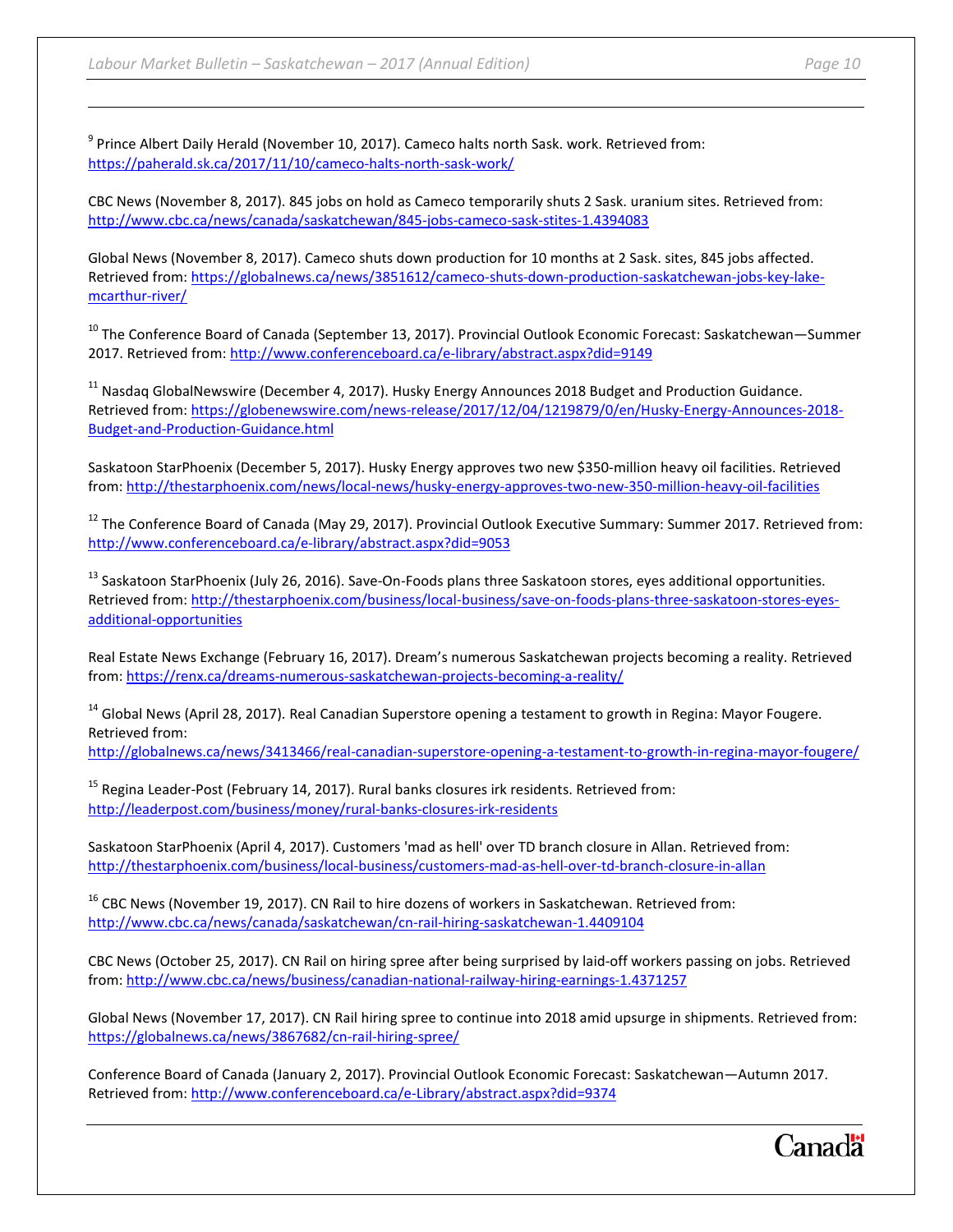[9] Prince Albert Daily Herald (November 10, 2017). Cameco halts north Sask. work. Retrieved from: https://paherald.sk.ca/2017/11/10/cameco-halts-north-sask-work/

CBC News (November 8, 2017). 845 jobs on hold as Cameco temporarily shuts 2 Sask. uranium sites. Retrieved from: http://www.cbc.ca/news/canada/saskatchewan/845-jobs-cameco-sask-stites-1.4394083

Global News (November 8, 2017). Cameco shuts down production for 10 months at 2 Sask. sites, 845 jobs affected. Retrieved from: https://globalnews.ca/news/3851612/cameco-shuts-down-production-saskatchewan-jobs-key-lake-mcarthur-river/

[10] The Conference Board of Canada (September 13, 2017). Provincial Outlook Economic Forecast: Saskatchewan—Summer 2017. Retrieved from: http://www.conferenceboard.ca/e-library/abstract.aspx?did=9149

[11] Nasdaq GlobalNewswire (December 4, 2017). Husky Energy Announces 2018 Budget and Production Guidance. Retrieved from: https://globenewswire.com/news-release/2017/12/04/1219879/0/en/Husky-Energy-Announces-2018-Budget-and-Production-Guidance.html

Saskatoon StarPhoenix (December 5, 2017). Husky Energy approves two new $350-million heavy oil facilities. Retrieved from: http://thestarphoenix.com/news/local-news/husky-energy-approves-two-new-350-million-heavy-oil-facilities

[12] The Conference Board of Canada (May 29, 2017). Provincial Outlook Executive Summary: Summer 2017. Retrieved from: http://www.conferenceboard.ca/e-library/abstract.aspx?did=9053

[13] Saskatoon StarPhoenix (July 26, 2016). Save-On-Foods plans three Saskatoon stores, eyes additional opportunities. Retrieved from: http://thestarphoenix.com/business/local-business/save-on-foods-plans-three-saskatoon-stores-eyes-additional-opportunities

Real Estate News Exchange (February 16, 2017). Dream's numerous Saskatchewan projects becoming a reality. Retrieved from: https://renx.ca/dreams-numerous-saskatchewan-projects-becoming-a-reality/

[14] Global News (April 28, 2017). Real Canadian Superstore opening a testament to growth in Regina: Mayor Fougere. Retrieved from: http://globalnews.ca/news/3413466/real-canadian-superstore-opening-a-testament-to-growth-in-regina-mayor-fougere/

[15] Regina Leader-Post (February 14, 2017). Rural banks closures irk residents. Retrieved from: http://leaderpost.com/business/money/rural-banks-closures-irk-residents

Saskatoon StarPhoenix (April 4, 2017). Customers 'mad as hell' over TD branch closure in Allan. Retrieved from: http://thestarphoenix.com/business/local-business/customers-mad-as-hell-over-td-branch-closure-in-allan

[16] CBC News (November 19, 2017). CN Rail to hire dozens of workers in Saskatchewan. Retrieved from: http://www.cbc.ca/news/canada/saskatchewan/cn-rail-hiring-saskatchewan-1.4409104

CBC News (October 25, 2017). CN Rail on hiring spree after being surprised by laid-off workers passing on jobs. Retrieved from: http://www.cbc.ca/news/business/canadian-national-railway-hiring-earnings-1.4371257

Global News (November 17, 2017). CN Rail hiring spree to continue into 2018 amid upsurge in shipments. Retrieved from: https://globalnews.ca/news/3867682/cn-rail-hiring-spree/

Conference Board of Canada (January 2, 2017). Provincial Outlook Economic Forecast: Saskatchewan—Autumn 2017. Retrieved from: http://www.conferenceboard.ca/e-Library/abstract.aspx?did=9374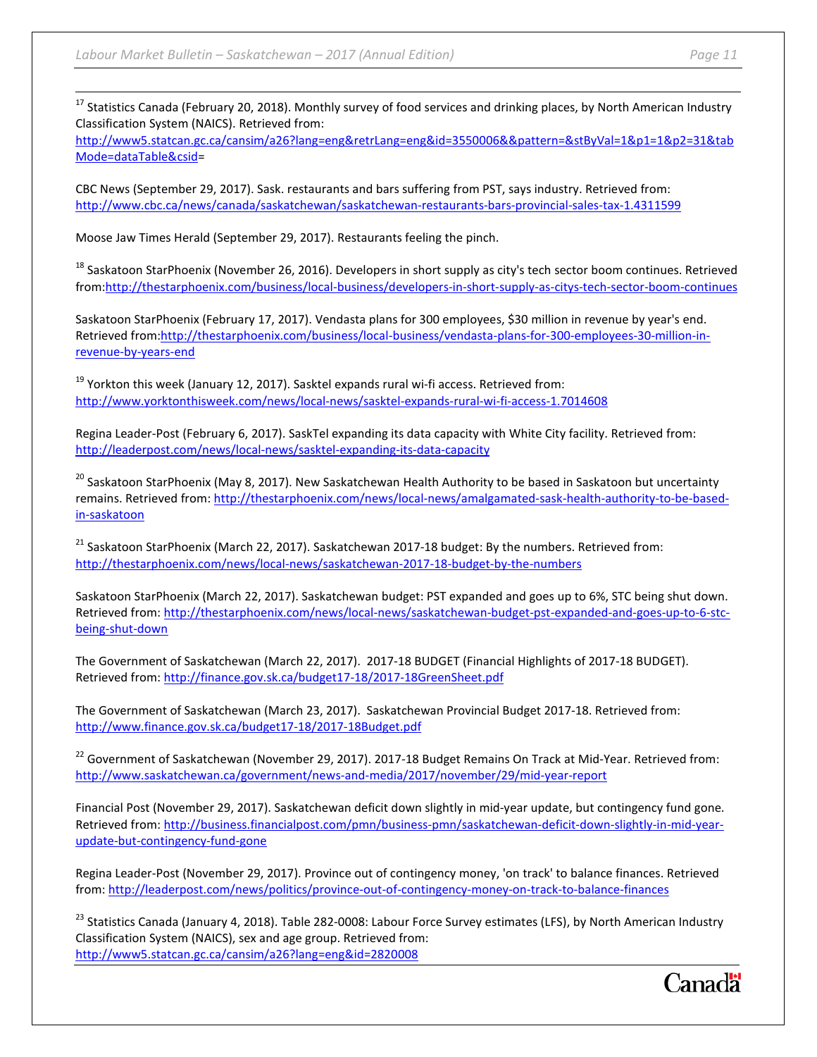[17] Statistics Canada (February 20, 2018). Monthly survey of food services and drinking places, by North American Industry Classification System (NAICS). Retrieved from: http://www5.statcan.gc.ca/cansim/a26?lang=eng&retrLang=eng&id=3550006&&pattern=&stByVal=1&p1=1&p2=31&tabMode=dataTable&csid=

CBC News (September 29, 2017). Sask. restaurants and bars suffering from PST, says industry. Retrieved from: http://www.cbc.ca/news/canada/saskatchewan/saskatchewan-restaurants-bars-provincial-sales-tax-1.4311599

Moose Jaw Times Herald (September 29, 2017). Restaurants feeling the pinch.

[18] Saskatoon StarPhoenix (November 26, 2016). Developers in short supply as city's tech sector boom continues. Retrieved from:http://thestarphoenix.com/business/local-business/developers-in-short-supply-as-citys-tech-sector-boom-continues

Saskatoon StarPhoenix (February 17, 2017). Vendasta plans for 300 employees, $30 million in revenue by year's end. Retrieved from:http://thestarphoenix.com/business/local-business/vendasta-plans-for-300-employees-30-million-in-revenue-by-years-end

[19] Yorkton this week (January 12, 2017). Sasktel expands rural wi-fi access. Retrieved from: http://www.yorktonthisweek.com/news/local-news/sasktel-expands-rural-wi-fi-access-1.7014608

Regina Leader-Post (February 6, 2017). SaskTel expanding its data capacity with White City facility. Retrieved from: http://leaderpost.com/news/local-news/sasktel-expanding-its-data-capacity

[20] Saskatoon StarPhoenix (May 8, 2017). New Saskatchewan Health Authority to be based in Saskatoon but uncertainty remains. Retrieved from: http://thestarphoenix.com/news/local-news/amalgamated-sask-health-authority-to-be-based-in-saskatoon

[21] Saskatoon StarPhoenix (March 22, 2017). Saskatchewan 2017-18 budget: By the numbers. Retrieved from: http://thestarphoenix.com/news/local-news/saskatchewan-2017-18-budget-by-the-numbers

Saskatoon StarPhoenix (March 22, 2017). Saskatchewan budget: PST expanded and goes up to 6%, STC being shut down. Retrieved from: http://thestarphoenix.com/news/local-news/saskatchewan-budget-pst-expanded-and-goes-up-to-6-stc-being-shut-down

The Government of Saskatchewan (March 22, 2017). 2017-18 BUDGET (Financial Highlights of 2017-18 BUDGET). Retrieved from: http://finance.gov.sk.ca/budget17-18/2017-18GreenSheet.pdf

The Government of Saskatchewan (March 23, 2017). Saskatchewan Provincial Budget 2017-18. Retrieved from: http://www.finance.gov.sk.ca/budget17-18/2017-18Budget.pdf

[22] Government of Saskatchewan (November 29, 2017). 2017-18 Budget Remains On Track at Mid-Year. Retrieved from: http://www.saskatchewan.ca/government/news-and-media/2017/november/29/mid-year-report

Financial Post (November 29, 2017). Saskatchewan deficit down slightly in mid-year update, but contingency fund gone. Retrieved from: http://business.financialpost.com/pmn/business-pmn/saskatchewan-deficit-down-slightly-in-mid-year-update-but-contingency-fund-gone

Regina Leader-Post (November 29, 2017). Province out of contingency money, 'on track' to balance finances. Retrieved from: http://leaderpost.com/news/politics/province-out-of-contingency-money-on-track-to-balance-finances

[23] Statistics Canada (January 4, 2018). Table 282-0008: Labour Force Survey estimates (LFS), by North American Industry Classification System (NAICS), sex and age group. Retrieved from: http://www5.statcan.gc.ca/cansim/a26?lang=eng&id=2820008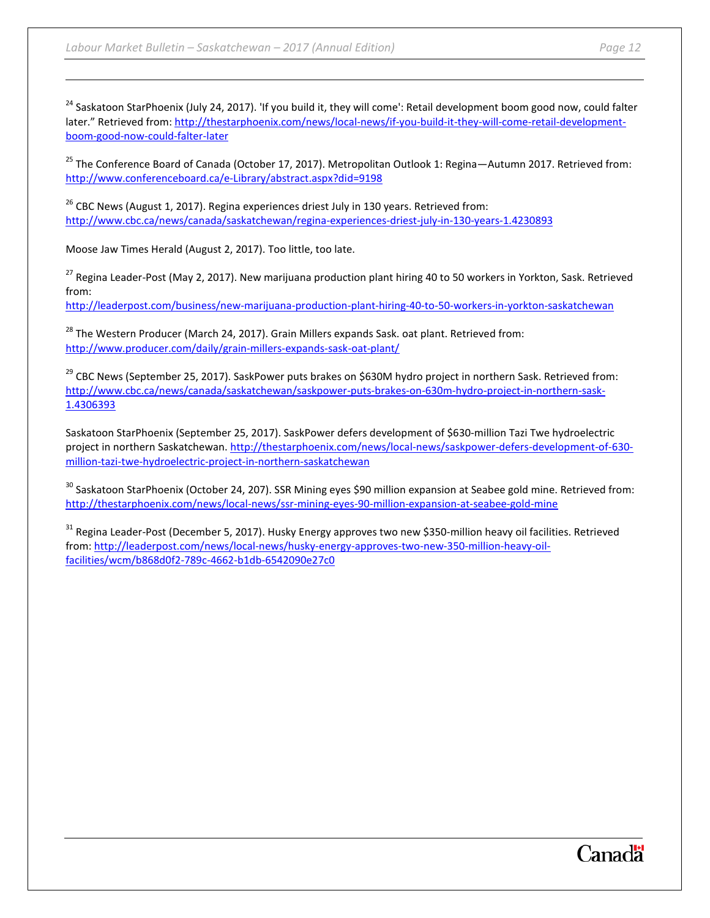[24] Saskatoon StarPhoenix (July 24, 2017). 'If you build it, they will come': Retail development boom good now, could falter later." Retrieved from: http://thestarphoenix.com/news/local-news/if-you-build-it-they-will-come-retail-development-boom-good-now-could-falter-later

[25] The Conference Board of Canada (October 17, 2017). Metropolitan Outlook 1: Regina—Autumn 2017. Retrieved from: http://www.conferenceboard.ca/e-Library/abstract.aspx?did=9198

[26] CBC News (August 1, 2017). Regina experiences driest July in 130 years. Retrieved from: http://www.cbc.ca/news/canada/saskatchewan/regina-experiences-driest-july-in-130-years-1.4230893

Moose Jaw Times Herald (August 2, 2017). Too little, too late.

[27] Regina Leader-Post (May 2, 2017). New marijuana production plant hiring 40 to 50 workers in Yorkton, Sask. Retrieved from: http://leaderpost.com/business/new-marijuana-production-plant-hiring-40-to-50-workers-in-yorkton-saskatchewan

[28] The Western Producer (March 24, 2017). Grain Millers expands Sask. oat plant. Retrieved from: http://www.producer.com/daily/grain-millers-expands-sask-oat-plant/

[29] CBC News (September 25, 2017). SaskPower puts brakes on $630M hydro project in northern Sask. Retrieved from: http://www.cbc.ca/news/canada/saskatchewan/saskpower-puts-brakes-on-630m-hydro-project-in-northern-sask-1.4306393

Saskatoon StarPhoenix (September 25, 2017). SaskPower defers development of $630-million Tazi Twe hydroelectric project in northern Saskatchewan. http://thestarphoenix.com/news/local-news/saskpower-defers-development-of-630-million-tazi-twe-hydroelectric-project-in-northern-saskatchewan

[30] Saskatoon StarPhoenix (October 24, 207). SSR Mining eyes $90 million expansion at Seabee gold mine. Retrieved from: http://thestarphoenix.com/news/local-news/ssr-mining-eyes-90-million-expansion-at-seabee-gold-mine

[31] Regina Leader-Post (December 5, 2017). Husky Energy approves two new $350-million heavy oil facilities. Retrieved from: http://leaderpost.com/news/local-news/husky-energy-approves-two-new-350-million-heavy-oil-facilities/wcm/b868d0f2-789c-4662-b1db-6542090e27c0